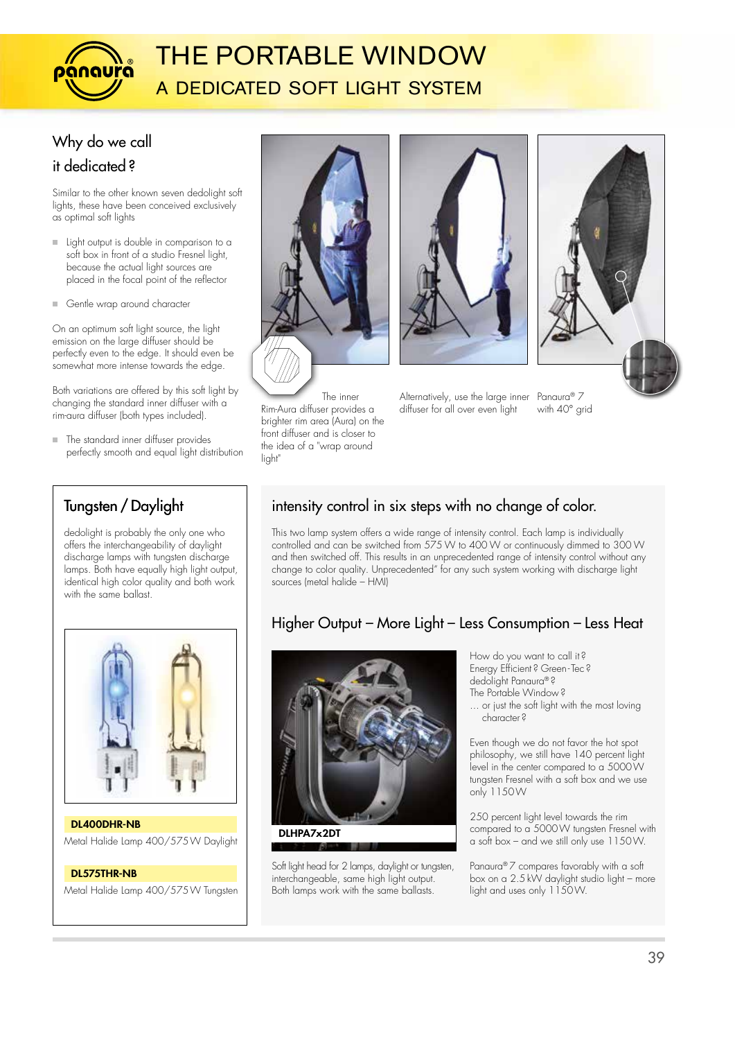# THE PORTABLE WINDOW

## A DEDICATED SOFT LIGHT SYSTEM

### Why do we call it dedicated?

Similar to the other known seven dedolight soft lights, these have been conceived exclusively as optimal soft lights

- Light output is double in comparison to a soft box in front of a studio Fresnel light, because the actual light sources are placed in the focal point of the reflector
- Gentle wrap around character

On an optimum soft light source, the light emission on the large diffuser should be perfectly even to the edge. It should even be somewhat more intense towards the edge.

Both variations are offered by this soft light by changing the standard inner diffuser with a rim-aura diffuser (both types included).

- The standard inner diffuser provides perfectly smooth and equal light distribution

The inner Rim-Aura diffuser provides a brighter rim area (Aura) on the front diffuser and is closer to the idea of a "wrap around light"

Alternatively, use the large inner diffuser for all over even light

Panaura® 7 with 40° grid

### Tungsten / Daylight

dedolight is probably the only one who offers the interchangeability of daylight discharge lamps with tungsten discharge lamps. Both have equally high light output, identical high color quality and both work with the same ballast.

**DL400DHR-NB**

Metal Halide Lamp 400/575 W Daylight

**DL575THR-NB**

Metal Halide Lamp 400/575 W Tungsten

### intensity control in six steps with no change of color.

This two lamp system offers a wide range of intensity control. Each lamp is individually controlled and can be switched from 575 W to 400 W or continuously dimmed to 300 W and then switched off. This results in an unprecedented range of intensity control without any change to color quality. Unprecedented" for any such system working with discharge light sources (metal halide – HMI)

### Higher Output – More Light – Less Consumption – Less Heat

**DLHPA7x2DT**

Soft light head for 2 lamps, daylight or tungsten, interchangeable, same high light output. Both lamps work with the same ballasts.

How do you want to call it?
Energy Efficient? Green-Tec?
dedolight Panaura®?
The Portable Window?
... or just the soft light with the most loving character?

Even though we do not favor the hot spot philosophy, we still have 140 percent light level in the center compared to a 5000 W tungsten Fresnel with a soft box and we use only 1150 W

250 percent light level towards the rim compared to a 5000 W tungsten Fresnel with a soft box – and we still only use 1150 W.

Panaura® 7 compares favorably with a soft box on a 2.5 kW daylight studio light – more light and uses only 1150 W.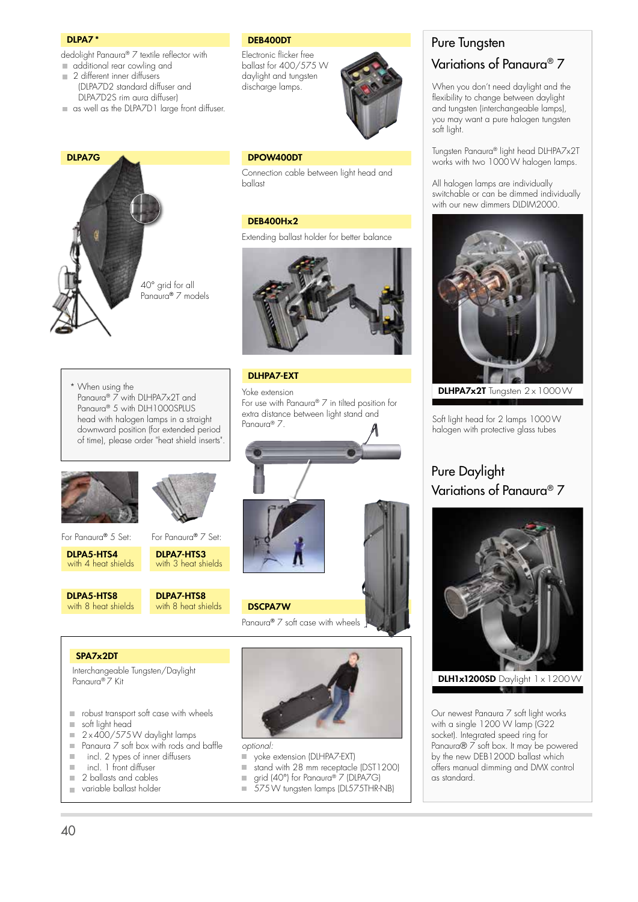### DLPA7 *

dedolight Panaura® 7 textile reflector with

- additional rear cowling and
- 2 different inner diffusers (DLPA7D2 standard diffuser and DLPA7D2S rim aura diffuser)
- as well as the DLPA7D1 large front diffuser.

### DLPA7G

40° grid for all Panaura® 7 models

\* When using the Panaura® 7 with DLHPA7x2T and Panaura® 5 with DLH1000SPLUS head with halogen lamps in a straight downward position (for extended period of time), please order "heat shield inserts".

For Panaura® 5 Set:

**DLPA5-HTS4**
with 4 heat shields

**DLPA5-HTS8**
with 8 heat shields

For Panaura® 7 Set:

**DLPA7-HTS3**
with 3 heat shields

**DLPA7-HTS8**
with 8 heat shields

### DEB400DT

Electronic flicker free ballast for 400/575 W daylight and tungsten discharge lamps.

### DPOW400DT

Connection cable between light head and ballast

### DEB400Hx2

Extending ballast holder for better balance

### DLHPA7-EXT

Yoke extension
For use with Panaura® 7 in tilted position for extra distance between light stand and Panaura® 7.

### DSCPA7W

Panaura® 7 soft case with wheels

### SPA7x2DT

Interchangeable Tungsten/Daylight Panaura® 7 Kit

- robust transport soft case with wheels
- soft light head
- 2 x 400/575 W daylight lamps
- Panaura 7 soft box with rods and baffle
- incl. 2 types of inner diffusers
- incl. 1 front diffuser
- 2 ballasts and cables
- variable ballast holder

*optional:*

- yoke extension (DLHPA7-EXT)
- stand with 28 mm receptacle (DST1200)
- grid (40°) for Panaura® 7 (DLPA7G)
- 575 W tungsten lamps (DL575THR-NB)

## Pure Tungsten Variations of Panaura® 7

When you don't need daylight and the flexibility to change between daylight and tungsten (interchangeable lamps), you may want a pure halogen tungsten soft light.

Tungsten Panaura® light head DLHPA7x2T works with two 1000 W halogen lamps.

All halogen lamps are individually switchable or can be dimmed individually with our new dimmers DLDIM2000.

**DLHPA7x2T** Tungsten 2 x 1000 W

Soft light head for 2 lamps 1000 W halogen with protective glass tubes

## Pure Daylight Variations of Panaura® 7

**DLH1x1200SD** Daylight 1 x 1200 W

Our newest Panaura 7 soft light works with a single 1200 W lamp (G22 socket). Integrated speed ring for Panaura® 7 soft box. It may be powered by the new DEB1200D ballast which offers manual dimming and DMX control as standard.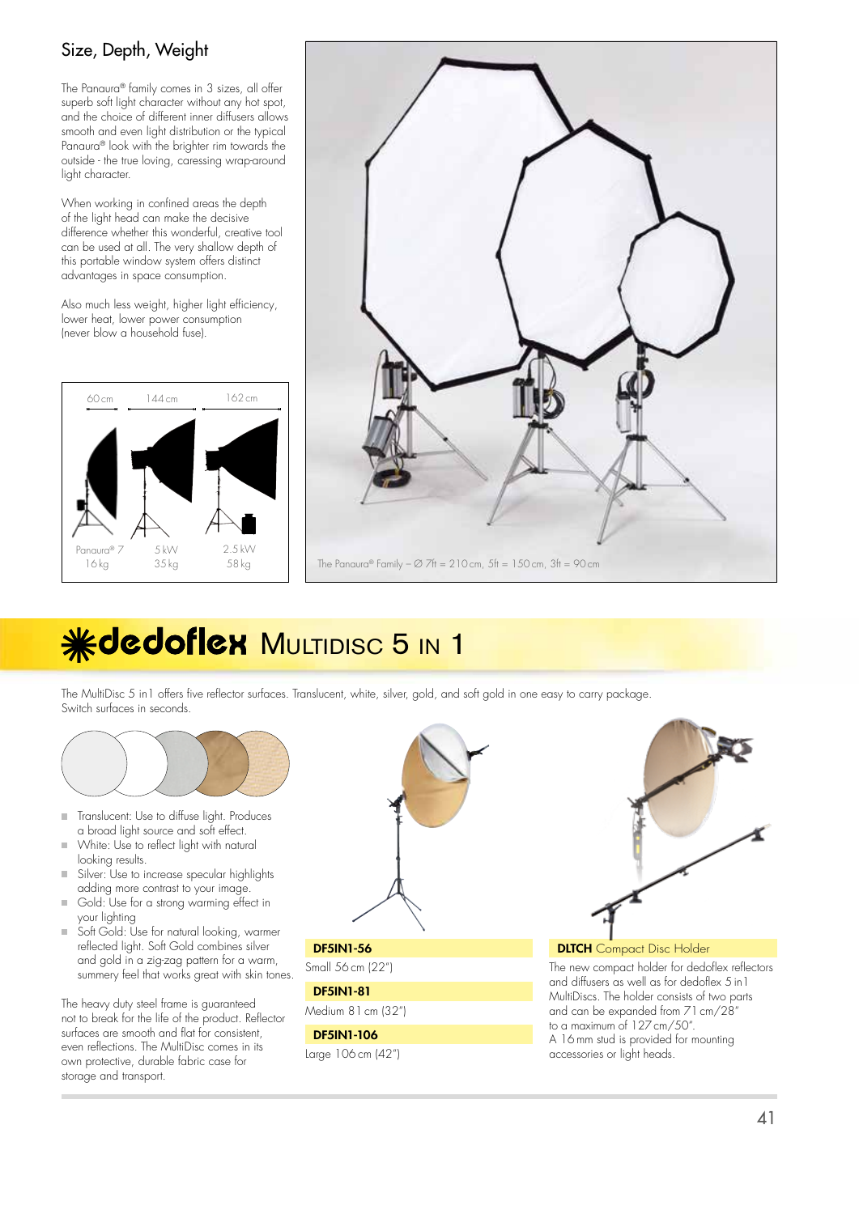## Size, Depth, Weight

The Panaura® family comes in 3 sizes, all offer superb soft light character without any hot spot, and the choice of different inner diffusers allows smooth and even light distribution or the typical Panaura® look with the brighter rim towards the outside - the true loving, caressing wrap-around light character.

When working in confined areas the depth of the light head can make the decisive difference whether this wonderful, creative tool can be used at all. The very shallow depth of this portable window system offers distinct advantages in space consumption.

Also much less weight, higher light efficiency, lower heat, lower power consumption (never blow a household fuse).

60 cm
144 cm
162 cm
Panaura® 7
16 kg
5 kW
35 kg
2.5 kW
58 kg

The Panaura® Family – Ø 7ft = 210 cm, 5ft = 150 cm, 3ft = 90 cm

# dedoflex MultiDisc 5 in 1

The MultiDisc 5 in1 offers five reflector surfaces. Translucent, white, silver, gold, and soft gold in one easy to carry package. Switch surfaces in seconds.

- Translucent: Use to diffuse light. Produces a broad light source and soft effect.
- White: Use to reflect light with natural looking results.
- Silver: Use to increase specular highlights adding more contrast to your image.
- Gold: Use for a strong warming effect in your lighting
- Soft Gold: Use for natural looking, warmer reflected light. Soft Gold combines silver and gold in a zig-zag pattern for a warm, summery feel that works great with skin tones.

The heavy duty steel frame is guaranteed not to break for the life of the product. Reflector surfaces are smooth and flat for consistent, even reflections. The MultiDisc comes in its own protective, durable fabric case for storage and transport.

**DF5IN1-56**
Small 56 cm (22")

**DF5IN1-81**
Medium 81 cm (32")

**DF5IN1-106**
Large 106 cm (42")

**DLTCH** Compact Disc Holder

The new compact holder for dedoflex reflectors and diffusers as well as for dedoflex 5 in1 MultiDiscs. The holder consists of two parts and can be expanded from 71 cm/28" to a maximum of 127 cm/50".
A 16 mm stud is provided for mounting accessories or light heads.